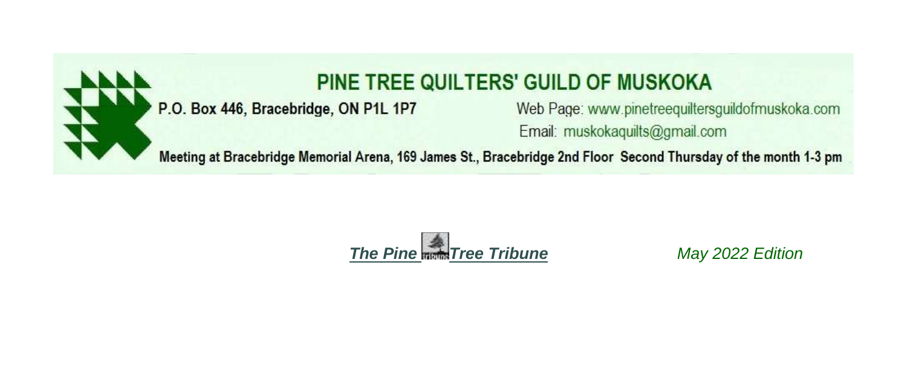# PINE TREE QUILTERS' GUILD OF MUSKOKA

P.O. Box 446, Bracebridge, ON P1L 1P7

Web Page: www.pinetreequiltersguildofmuskoka.com

Email: muskokaquilts@gmail.com

Meeting at Bracebridge Memorial Arena, 169 James St., Bracebridge 2nd Floor Second Thursday of the month 1-3 pm

***The Pine Tree Tribune*** *May 2022 Edition*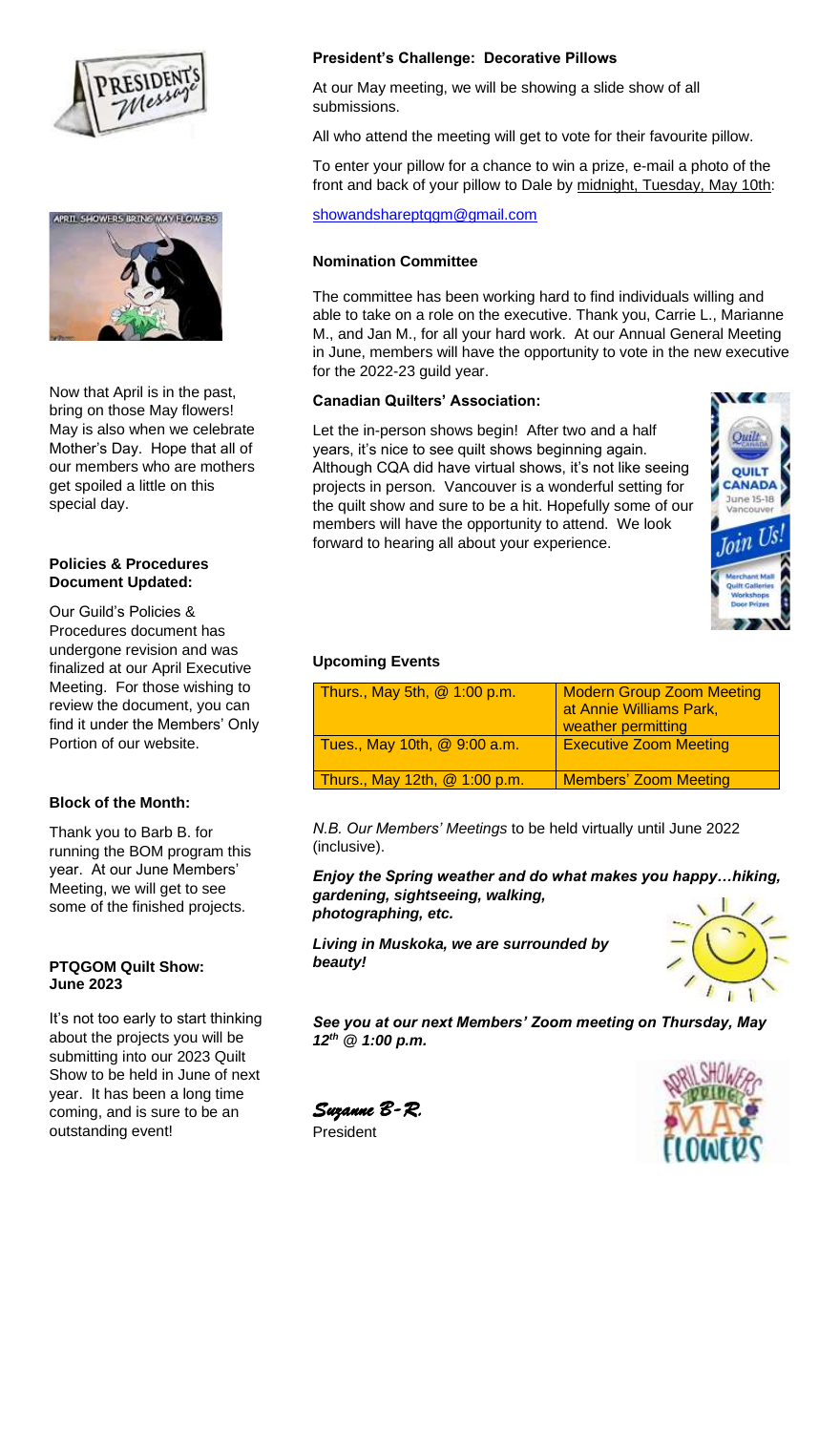Now that April is in the past, bring on those May flowers! May is also when we celebrate Mother's Day. Hope that all of our members who are mothers get spoiled a little on this special day.

**Policies & Procedures Document Updated:**

Our Guild's Policies & Procedures document has undergone revision and was finalized at our April Executive Meeting. For those wishing to review the document, you can find it under the Members' Only Portion of our website.

**Block of the Month:**

Thank you to Barb B. for running the BOM program this year. At our June Members' Meeting, we will get to see some of the finished projects.

**PTQGOM Quilt Show: June 2023**

It's not too early to start thinking about the projects you will be submitting into our 2023 Quilt Show to be held in June of next year. It has been a long time coming, and is sure to be an outstanding event!

**President's Challenge: Decorative Pillows**

At our May meeting, we will be showing a slide show of all submissions.

All who attend the meeting will get to vote for their favourite pillow.

To enter your pillow for a chance to win a prize, e-mail a photo of the front and back of your pillow to Dale by midnight, Tuesday, May 10th:

showandshareptqgm@gmail.com

**Nomination Committee**

The committee has been working hard to find individuals willing and able to take on a role on the executive. Thank you, Carrie L., Marianne M., and Jan M., for all your hard work. At our Annual General Meeting in June, members will have the opportunity to vote in the new executive for the 2022-23 guild year.

**Canadian Quilters' Association:**

Let the in-person shows begin! After two and a half years, it's nice to see quilt shows beginning again. Although CQA did have virtual shows, it's not like seeing projects in person. Vancouver is a wonderful setting for the quilt show and sure to be a hit. Hopefully some of our members will have the opportunity to attend. We look forward to hearing all about your experience.

**Upcoming Events**

| | |
|---|---|
| Thurs., May 5th, @ 1:00 p.m. | Modern Group Zoom Meeting at Annie Williams Park, weather permitting |
| Tues., May 10th, @ 9:00 a.m. | Executive Zoom Meeting |
| Thurs., May 12th, @ 1:00 p.m. | Members' Zoom Meeting |

*N.B. Our Members' Meetings* to be held virtually until June 2022 (inclusive).

***Enjoy the Spring weather and do what makes you happy…hiking, gardening, sightseeing, walking, photographing, etc.***

***Living in Muskoka, we are surrounded by beauty!***

***See you at our next Members' Zoom meeting on Thursday, May 12th @ 1:00 p.m.***

*Suzanne B-R.*
President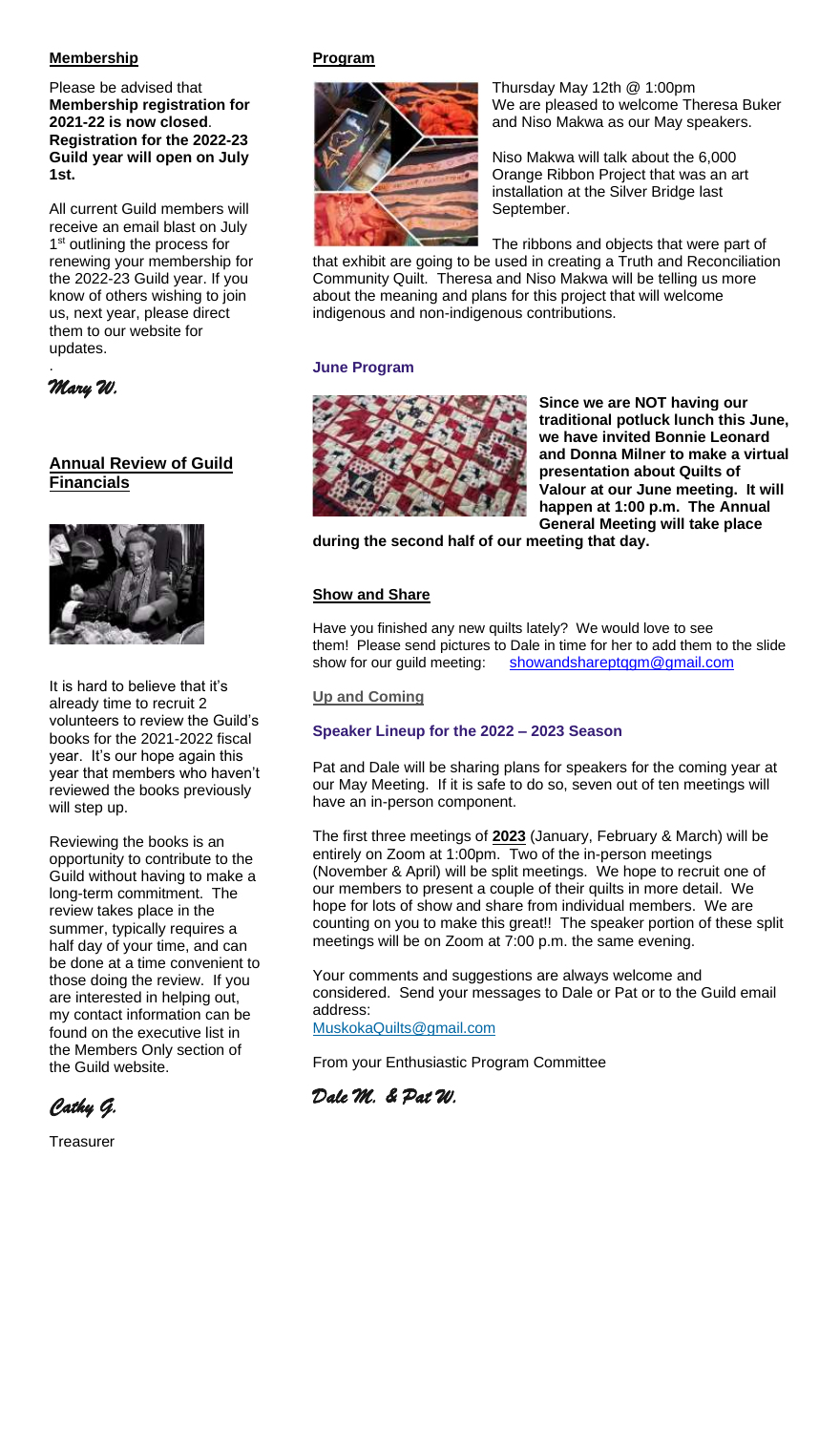## Membership

Please be advised that **Membership registration for 2021-22 is now closed**. **Registration for the 2022-23 Guild year will open on July 1st.**

All current Guild members will receive an email blast on July 1st outlining the process for renewing your membership for the 2022-23 Guild year. If you know of others wishing to join us, next year, please direct them to our website for updates.

.

*Mary W.*

## Annual Review of Guild Financials

It is hard to believe that it's already time to recruit 2 volunteers to review the Guild's books for the 2021-2022 fiscal year. It's our hope again this year that members who haven't reviewed the books previously will step up.

Reviewing the books is an opportunity to contribute to the Guild without having to make a long-term commitment. The review takes place in the summer, typically requires a half day of your time, and can be done at a time convenient to those doing the review. If you are interested in helping out, my contact information can be found on the executive list in the Members Only section of the Guild website.

*Cathy G.*

Treasurer

## Program

Thursday May 12th @ 1:00pm
We are pleased to welcome Theresa Buker and Niso Makwa as our May speakers.

Niso Makwa will talk about the 6,000 Orange Ribbon Project that was an art installation at the Silver Bridge last September.

The ribbons and objects that were part of that exhibit are going to be used in creating a Truth and Reconciliation Community Quilt. Theresa and Niso Makwa will be telling us more about the meaning and plans for this project that will welcome indigenous and non-indigenous contributions.

### June Program

**Since we are NOT having our traditional potluck lunch this June, we have invited Bonnie Leonard and Donna Milner to make a virtual presentation about Quilts of Valour at our June meeting. It will happen at 1:00 p.m. The Annual General Meeting will take place during the second half of our meeting that day.**

## Show and Share

Have you finished any new quilts lately? We would love to see them! Please send pictures to Dale in time for her to add them to the slide show for our guild meeting: showandshareptqgm@gmail.com

### Up and Coming

### Speaker Lineup for the 2022 – 2023 Season

Pat and Dale will be sharing plans for speakers for the coming year at our May Meeting. If it is safe to do so, seven out of ten meetings will have an in-person component.

The first three meetings of **2023** (January, February & March) will be entirely on Zoom at 1:00pm. Two of the in-person meetings (November & April) will be split meetings. We hope to recruit one of our members to present a couple of their quilts in more detail. We hope for lots of show and share from individual members. We are counting on you to make this great!! The speaker portion of these split meetings will be on Zoom at 7:00 p.m. the same evening.

Your comments and suggestions are always welcome and considered. Send your messages to Dale or Pat or to the Guild email address:
MuskokaQuilts@gmail.com

From your Enthusiastic Program Committee

*Dale M. & Pat W.*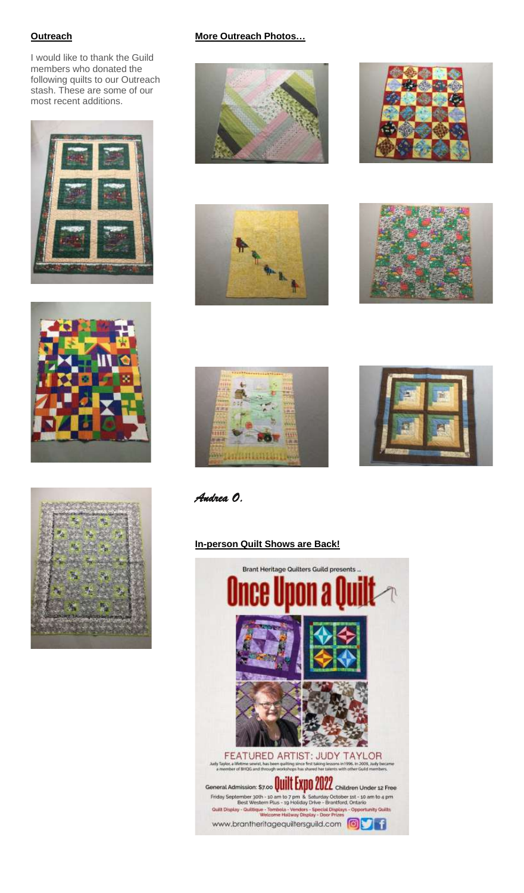## Outreach

I would like to thank the Guild members who donated the following quilts to our Outreach stash. These are some of our most recent additions.

## More Outreach Photos…

*Andrea O.*

## In-person Quilt Shows are Back!

Brant Heritage Quilters Guild presents ...

Once Upon a Quilt

FEATURED ARTIST: JUDY TAYLOR

Judy Taylor, a lifetime sewist, has been quilting since first taking lessons in 1996. In 2009, Judy became a member of BHQG and through workshops has shared her talents with other Guild members.

General Admission: $7.00 Quilt Expo 2022 Children Under 12 Free

Friday September 30th - 10 am to 7 pm & Saturday October 1st - 10 am to 4 pm

Best Western Plus - 19 Holiday Drive - Brantford, Ontario

Quilt Display - Quiltique - Tombola - Vendors - Special Displays - Opportunity Quilts

Welcome Hallway Display - Door Prizes

www.brantheritagequiltersguild.com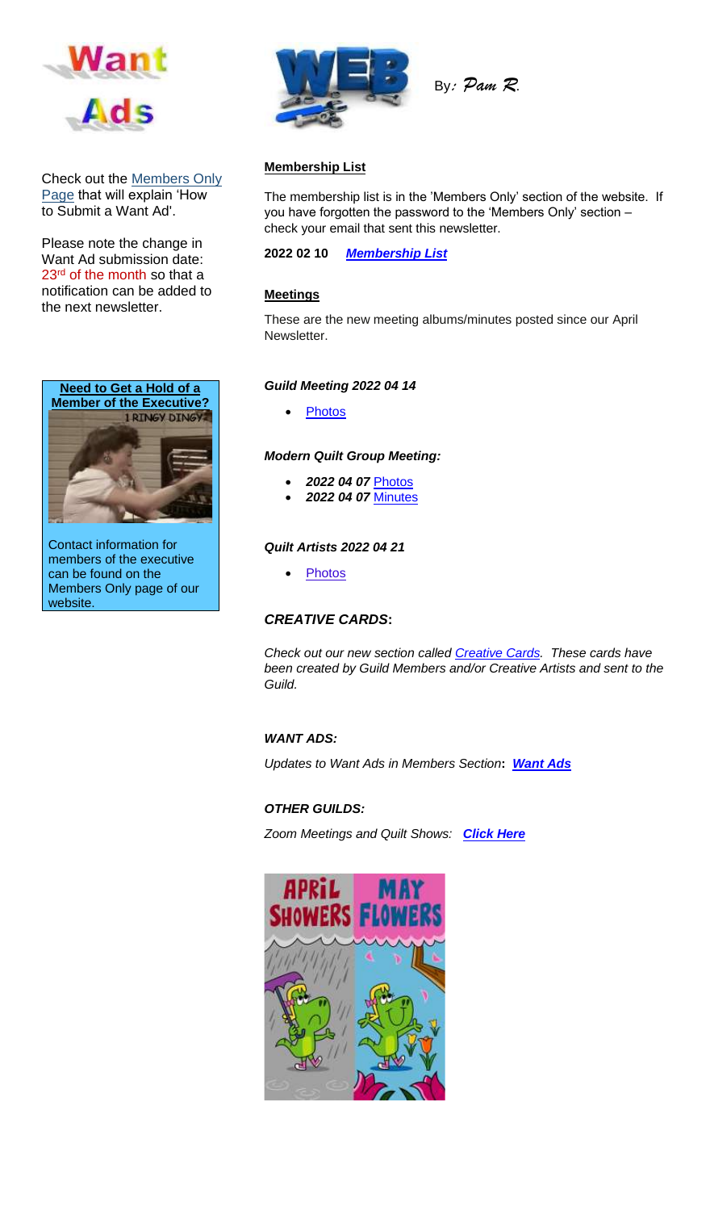# Want Ads

Check out the Members Only Page that will explain 'How to Submit a Want Ad'.

Please note the change in Want Ad submission date: 23rd of the month so that a notification can be added to the next newsletter.

**Need to Get a Hold of a Member of the Executive?**

Contact information for members of the executive can be found on the Members Only page of our website.

# WEB

By: *Pam R.*

**Membership List**

The membership list is in the 'Members Only' section of the website. If you have forgotten the password to the 'Members Only' section – check your email that sent this newsletter.

**2022 02 10** ***Membership List***

**Meetings**

These are the new meeting albums/minutes posted since our April Newsletter.

***Guild Meeting 2022 04 14***

- Photos

***Modern Quilt Group Meeting:***

- ***2022 04 07*** Photos
- ***2022 04 07*** Minutes

***Quilt Artists 2022 04 21***

- Photos

## *CREATIVE CARDS:*

*Check out our new section called Creative Cards. These cards have been created by Guild Members and/or Creative Artists and sent to the Guild.*

***WANT ADS:***

*Updates to Want Ads in Members Section*: ***Want Ads***

***OTHER GUILDS:***

*Zoom Meetings and Quilt Shows:* ***Click Here***